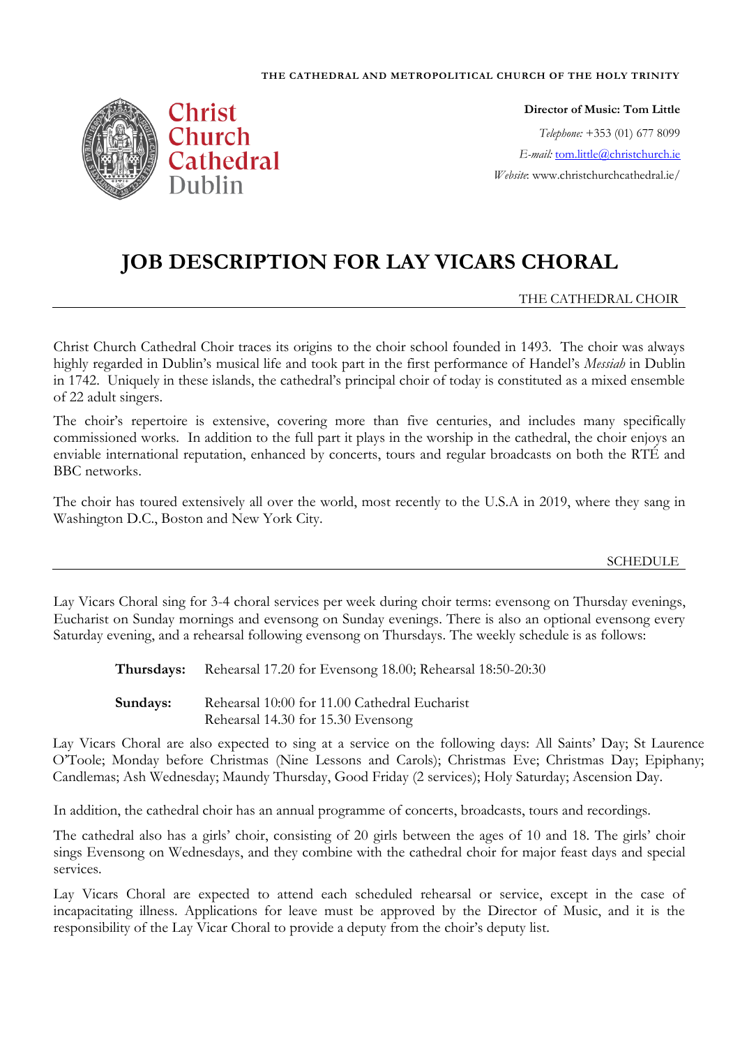THE CATHEDRAL AND METROPOLITICAL CHURCH OF THE HOLY TRINITY

Christ Church Cathedral Dublin

**Director of Music: Tom Little**

*Telephone:* +353 (01) 677 8099

*E-mail:* tom.little@christchurch.ie

*Website*: www.christchurchcathedral.ie/

# JOB DESCRIPTION FOR LAY VICARS CHORAL

## THE CATHEDRAL CHOIR

Christ Church Cathedral Choir traces its origins to the choir school founded in 1493. The choir was always highly regarded in Dublin's musical life and took part in the first performance of Handel's *Messiah* in Dublin in 1742. Uniquely in these islands, the cathedral's principal choir of today is constituted as a mixed ensemble of 22 adult singers.

The choir's repertoire is extensive, covering more than five centuries, and includes many specifically commissioned works. In addition to the full part it plays in the worship in the cathedral, the choir enjoys an enviable international reputation, enhanced by concerts, tours and regular broadcasts on both the RTÉ and BBC networks.

The choir has toured extensively all over the world, most recently to the U.S.A in 2019, where they sang in Washington D.C., Boston and New York City.

## SCHEDULE

Lay Vicars Choral sing for 3-4 choral services per week during choir terms: evensong on Thursday evenings, Eucharist on Sunday mornings and evensong on Sunday evenings. There is also an optional evensong every Saturday evening, and a rehearsal following evensong on Thursdays. The weekly schedule is as follows:

**Thursdays:** Rehearsal 17.20 for Evensong 18.00; Rehearsal 18:50-20:30

**Sundays:** Rehearsal 10:00 for 11.00 Cathedral Eucharist
Rehearsal 14.30 for 15.30 Evensong

Lay Vicars Choral are also expected to sing at a service on the following days: All Saints' Day; St Laurence O'Toole; Monday before Christmas (Nine Lessons and Carols); Christmas Eve; Christmas Day; Epiphany; Candlemas; Ash Wednesday; Maundy Thursday, Good Friday (2 services); Holy Saturday; Ascension Day.

In addition, the cathedral choir has an annual programme of concerts, broadcasts, tours and recordings.

The cathedral also has a girls' choir, consisting of 20 girls between the ages of 10 and 18. The girls' choir sings Evensong on Wednesdays, and they combine with the cathedral choir for major feast days and special services.

Lay Vicars Choral are expected to attend each scheduled rehearsal or service, except in the case of incapacitating illness. Applications for leave must be approved by the Director of Music, and it is the responsibility of the Lay Vicar Choral to provide a deputy from the choir's deputy list.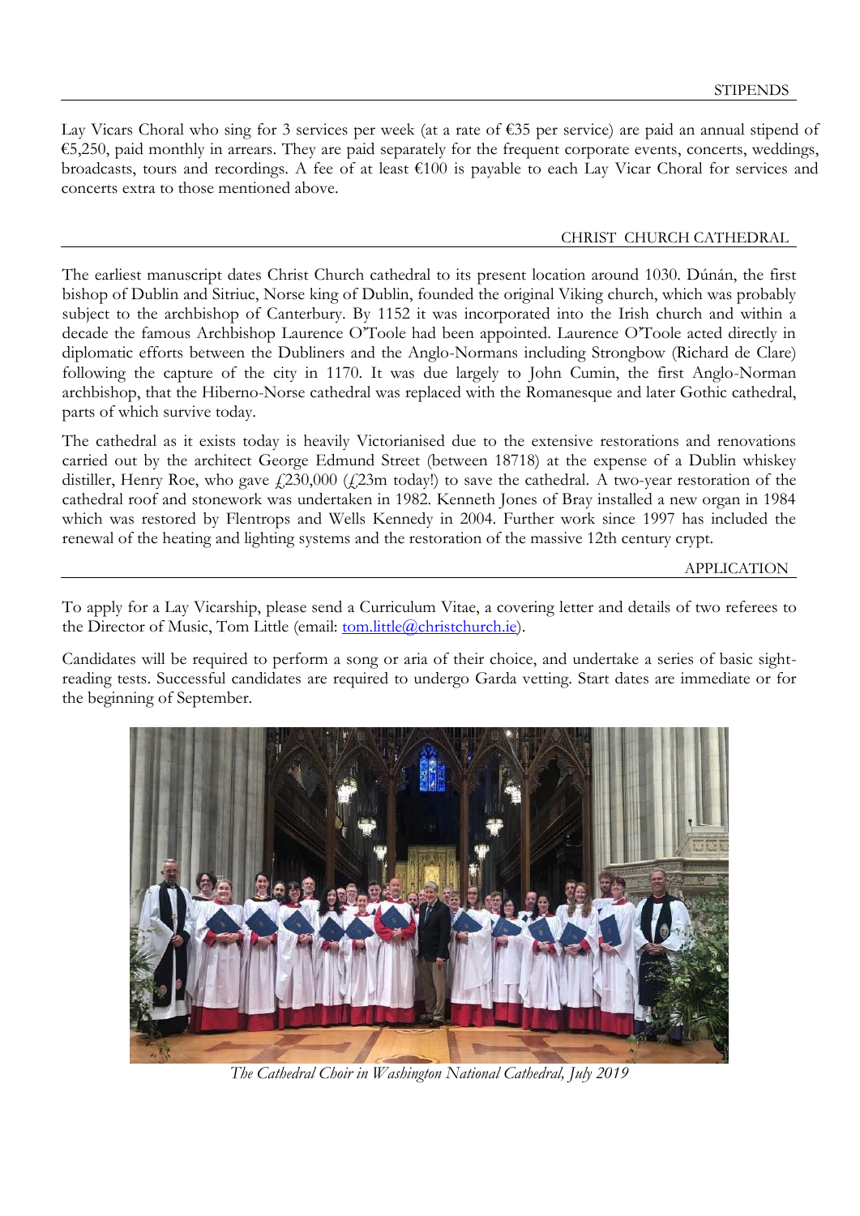## STIPENDS

Lay Vicars Choral who sing for 3 services per week (at a rate of €35 per service) are paid an annual stipend of €5,250, paid monthly in arrears. They are paid separately for the frequent corporate events, concerts, weddings, broadcasts, tours and recordings. A fee of at least €100 is payable to each Lay Vicar Choral for services and concerts extra to those mentioned above.

## CHRIST CHURCH CATHEDRAL

The earliest manuscript dates Christ Church cathedral to its present location around 1030. Dúnán, the first bishop of Dublin and Sitriuc, Norse king of Dublin, founded the original Viking church, which was probably subject to the archbishop of Canterbury. By 1152 it was incorporated into the Irish church and within a decade the famous Archbishop Laurence O'Toole had been appointed. Laurence O'Toole acted directly in diplomatic efforts between the Dubliners and the Anglo-Normans including Strongbow (Richard de Clare) following the capture of the city in 1170. It was due largely to John Cumin, the first Anglo-Norman archbishop, that the Hiberno-Norse cathedral was replaced with the Romanesque and later Gothic cathedral, parts of which survive today.

The cathedral as it exists today is heavily Victorianised due to the extensive restorations and renovations carried out by the architect George Edmund Street (between 18718) at the expense of a Dublin whiskey distiller, Henry Roe, who gave £230,000 (£23m today!) to save the cathedral. A two-year restoration of the cathedral roof and stonework was undertaken in 1982. Kenneth Jones of Bray installed a new organ in 1984 which was restored by Flentrops and Wells Kennedy in 2004. Further work since 1997 has included the renewal of the heating and lighting systems and the restoration of the massive 12th century crypt.

## APPLICATION

To apply for a Lay Vicarship, please send a Curriculum Vitae, a covering letter and details of two referees to the Director of Music, Tom Little (email: tom.little@christchurch.ie).

Candidates will be required to perform a song or aria of their choice, and undertake a series of basic sight-reading tests. Successful candidates are required to undergo Garda vetting. Start dates are immediate or for the beginning of September.

*The Cathedral Choir in Washington National Cathedral, July 2019*